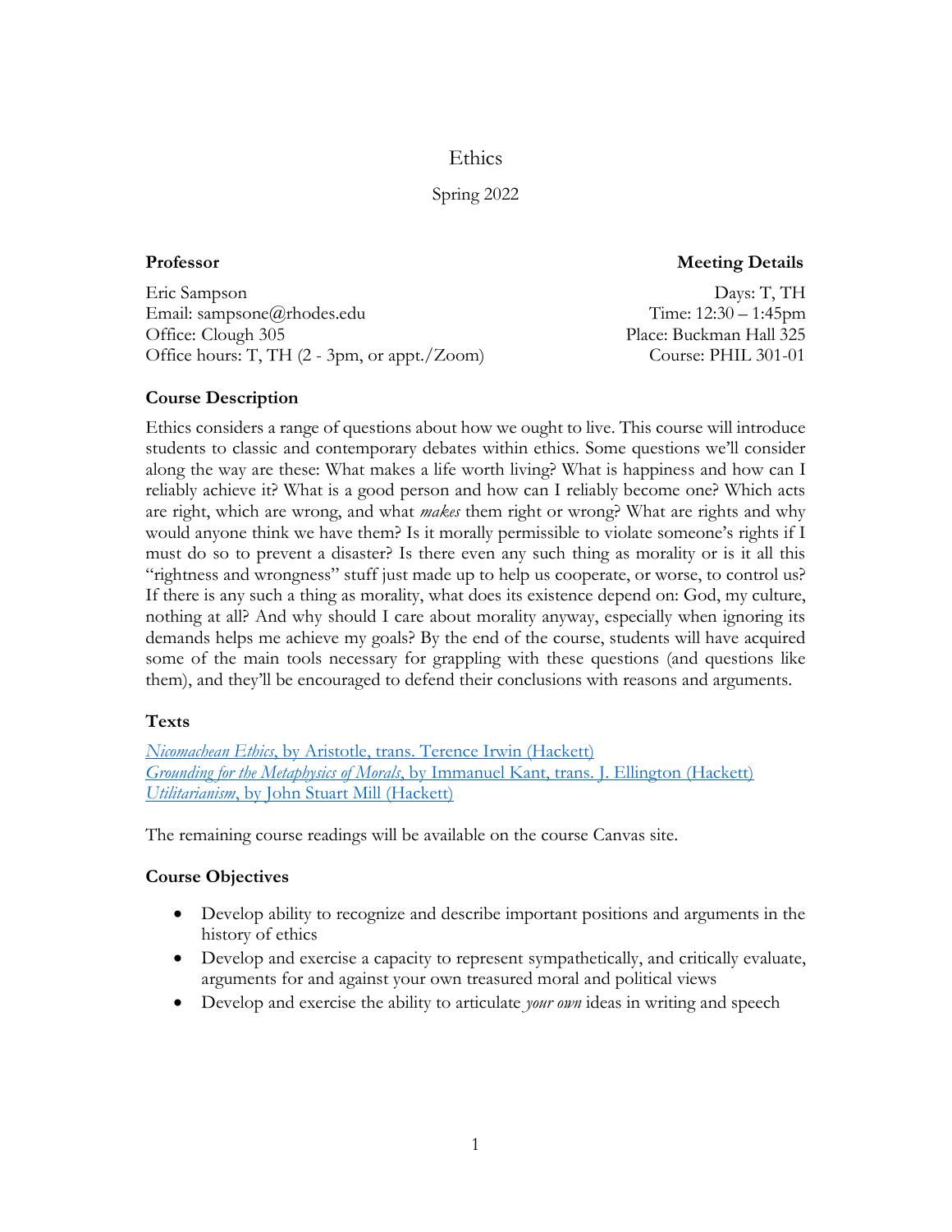# Ethics

Spring 2022

**Professor**

Eric Sampson
Email: sampsone@rhodes.edu
Office: Clough 305
Office hours: T, TH (2 - 3pm, or appt./Zoom)

**Meeting Details**

Days: T, TH
Time: 12:30 – 1:45pm
Place: Buckman Hall 325
Course: PHIL 301-01

## Course Description

Ethics considers a range of questions about how we ought to live. This course will introduce students to classic and contemporary debates within ethics. Some questions we'll consider along the way are these: What makes a life worth living? What is happiness and how can I reliably achieve it? What is a good person and how can I reliably become one? Which acts are right, which are wrong, and what *makes* them right or wrong? What are rights and why would anyone think we have them? Is it morally permissible to violate someone's rights if I must do so to prevent a disaster? Is there even any such thing as morality or is it all this "rightness and wrongness" stuff just made up to help us cooperate, or worse, to control us? If there is any such a thing as morality, what does its existence depend on: God, my culture, nothing at all? And why should I care about morality anyway, especially when ignoring its demands helps me achieve my goals? By the end of the course, students will have acquired some of the main tools necessary for grappling with these questions (and questions like them), and they'll be encouraged to defend their conclusions with reasons and arguments.

## Texts

*Nicomachean Ethics*, by Aristotle, trans. Terence Irwin (Hackett)
*Grounding for the Metaphysics of Morals*, by Immanuel Kant, trans. J. Ellington (Hackett)
*Utilitarianism*, by John Stuart Mill (Hackett)

The remaining course readings will be available on the course Canvas site.

## Course Objectives

- Develop ability to recognize and describe important positions and arguments in the history of ethics
- Develop and exercise a capacity to represent sympathetically, and critically evaluate, arguments for and against your own treasured moral and political views
- Develop and exercise the ability to articulate *your own* ideas in writing and speech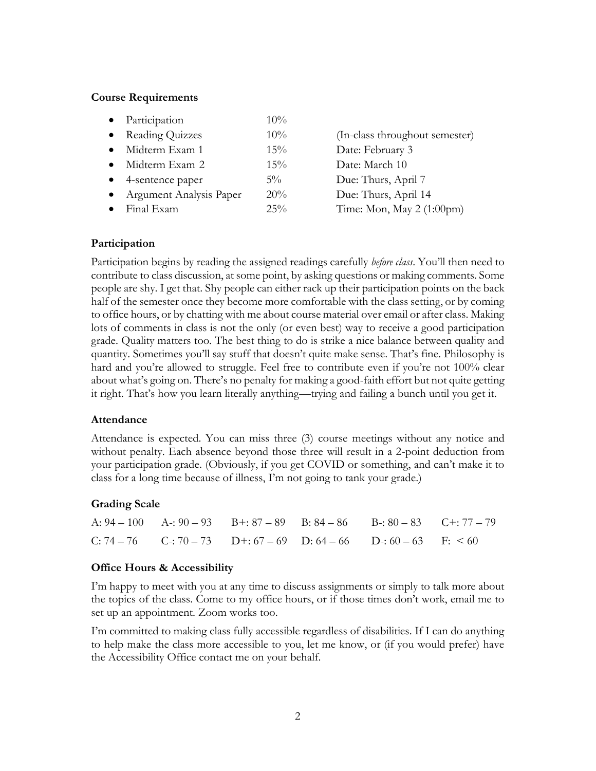**Course Requirements**

- Participation 10%
- Reading Quizzes 10% (In-class throughout semester)
- Midterm Exam 1 15% Date: February 3
- Midterm Exam 2 15% Date: March 10
- 4-sentence paper 5% Due: Thurs, April 7
- Argument Analysis Paper 20% Due: Thurs, April 14
- Final Exam 25% Time: Mon, May 2 (1:00pm)

**Participation**

Participation begins by reading the assigned readings carefully *before class*. You'll then need to contribute to class discussion, at some point, by asking questions or making comments. Some people are shy. I get that. Shy people can either rack up their participation points on the back half of the semester once they become more comfortable with the class setting, or by coming to office hours, or by chatting with me about course material over email or after class. Making lots of comments in class is not the only (or even best) way to receive a good participation grade. Quality matters too. The best thing to do is strike a nice balance between quality and quantity. Sometimes you'll say stuff that doesn't quite make sense. That's fine. Philosophy is hard and you're allowed to struggle. Feel free to contribute even if you're not 100% clear about what's going on. There's no penalty for making a good-faith effort but not quite getting it right. That's how you learn literally anything—trying and failing a bunch until you get it.

**Attendance**

Attendance is expected. You can miss three (3) course meetings without any notice and without penalty. Each absence beyond those three will result in a 2-point deduction from your participation grade. (Obviously, if you get COVID or something, and can't make it to class for a long time because of illness, I'm not going to tank your grade.)

**Grading Scale**

| | | | | | |
|---|---|---|---|---|---|
| A: 94 – 100 | A-: 90 – 93 | B+: 87 – 89 | B: 84 – 86 | B-: 80 – 83 | C+: 77 – 79 |
| C: 74 – 76 | C-: 70 – 73 | D+: 67 – 69 | D: 64 – 66 | D-: 60 – 63 | F: < 60 |

**Office Hours & Accessibility**

I'm happy to meet with you at any time to discuss assignments or simply to talk more about the topics of the class. Come to my office hours, or if those times don't work, email me to set up an appointment. Zoom works too.

I'm committed to making class fully accessible regardless of disabilities. If I can do anything to help make the class more accessible to you, let me know, or (if you would prefer) have the Accessibility Office contact me on your behalf.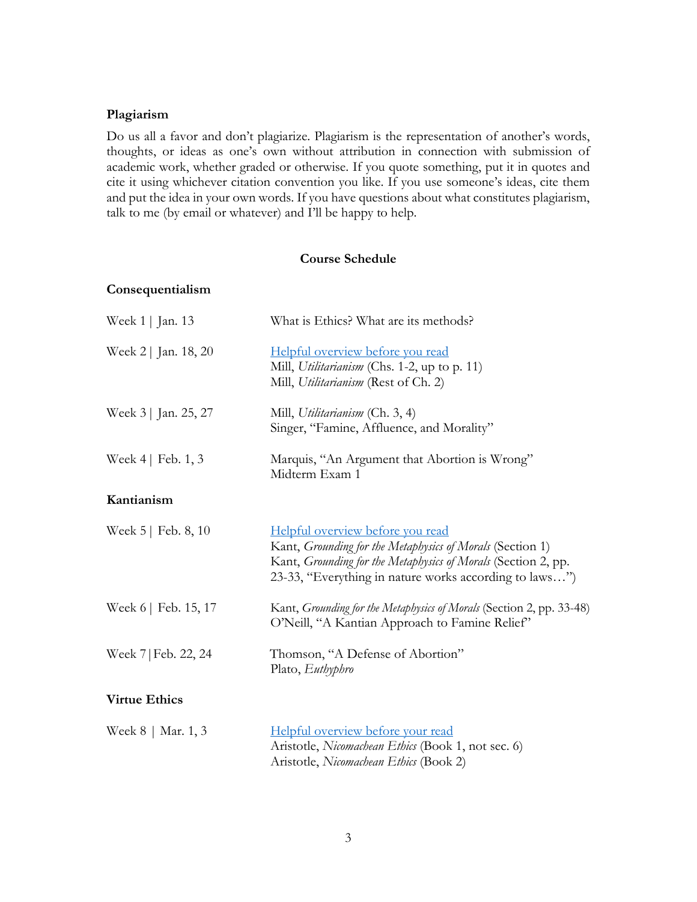### Plagiarism

Do us all a favor and don't plagiarize. Plagiarism is the representation of another's words, thoughts, or ideas as one's own without attribution in connection with submission of academic work, whether graded or otherwise. If you quote something, put it in quotes and cite it using whichever citation convention you like. If you use someone's ideas, cite them and put the idea in your own words. If you have questions about what constitutes plagiarism, talk to me (by email or whatever) and I'll be happy to help.

## Course Schedule

### Consequentialism

| | |
|---|---|
| Week 1 \| Jan. 13 | What is Ethics? What are its methods? |
| Week 2 \| Jan. 18, 20 | Helpful overview before you read<br>Mill, *Utilitarianism* (Chs. 1-2, up to p. 11)<br>Mill, *Utilitarianism* (Rest of Ch. 2) |
| Week 3 \| Jan. 25, 27 | Mill, *Utilitarianism* (Ch. 3, 4)<br>Singer, "Famine, Affluence, and Morality" |
| Week 4 \| Feb. 1, 3 | Marquis, "An Argument that Abortion is Wrong"<br>Midterm Exam 1 |

### Kantianism

| | |
|---|---|
| Week 5 \| Feb. 8, 10 | Helpful overview before you read<br>Kant, *Grounding for the Metaphysics of Morals* (Section 1)<br>Kant, *Grounding for the Metaphysics of Morals* (Section 2, pp. 23-33, "Everything in nature works according to laws…") |
| Week 6 \| Feb. 15, 17 | Kant, *Grounding for the Metaphysics of Morals* (Section 2, pp. 33-48)<br>O'Neill, "A Kantian Approach to Famine Relief" |
| Week 7 \| Feb. 22, 24 | Thomson, "A Defense of Abortion"<br>Plato, *Euthyphro* |

### Virtue Ethics

| | |
|---|---|
| Week 8 \| Mar. 1, 3 | Helpful overview before your read<br>Aristotle, *Nicomachean Ethics* (Book 1, not sec. 6)<br>Aristotle, *Nicomachean Ethics* (Book 2) |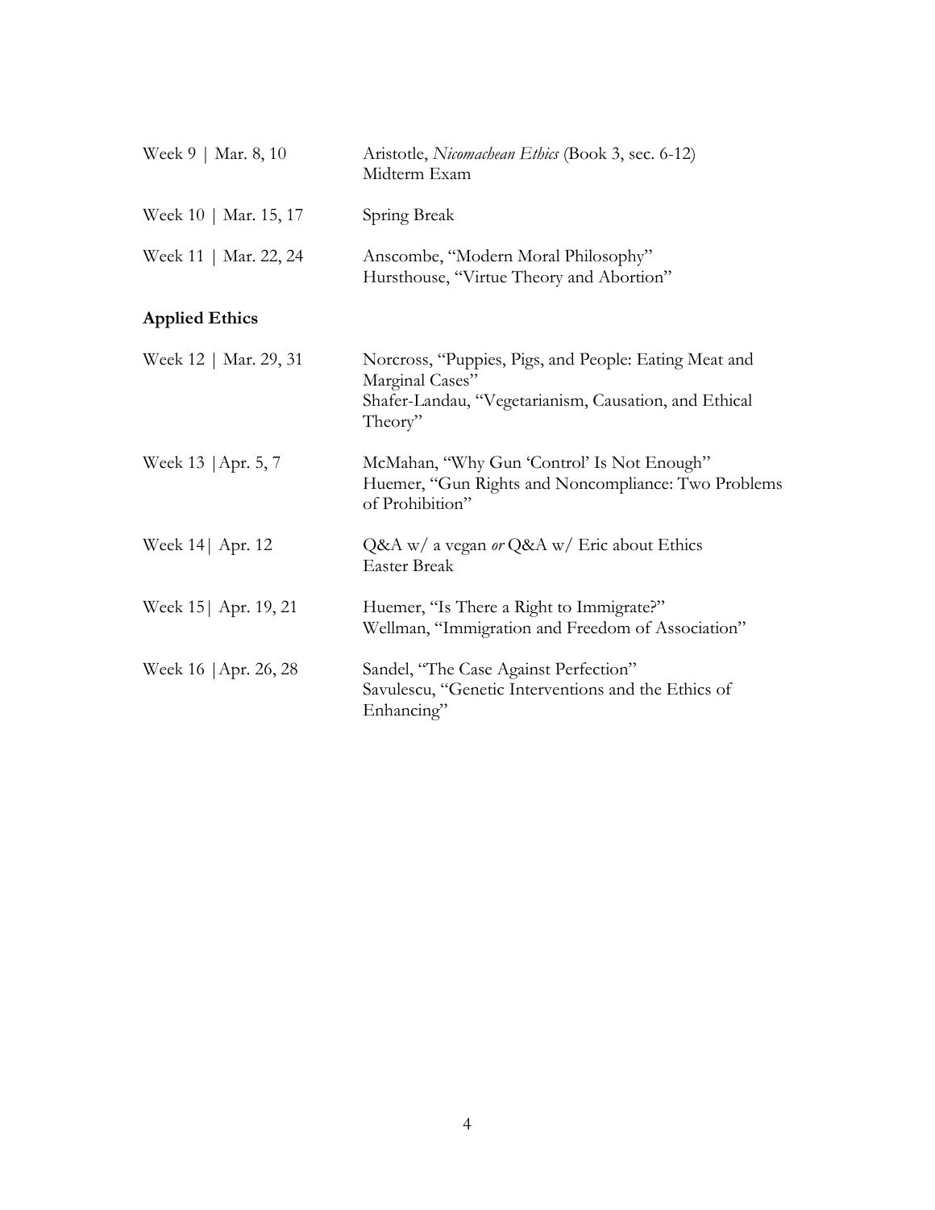| | |
|---|---|
| Week 9 \| Mar. 8, 10 | Aristotle, *Nicomachean Ethics* (Book 3, sec. 6-12)<br>Midterm Exam |
| Week 10 \| Mar. 15, 17 | Spring Break |
| Week 11 \| Mar. 22, 24 | Anscombe, "Modern Moral Philosophy"<br>Hursthouse, "Virtue Theory and Abortion" |

**Applied Ethics**

| | |
|---|---|
| Week 12 \| Mar. 29, 31 | Norcross, "Puppies, Pigs, and People: Eating Meat and Marginal Cases"<br>Shafer-Landau, "Vegetarianism, Causation, and Ethical Theory" |
| Week 13 \|Apr. 5, 7 | McMahan, "Why Gun 'Control' Is Not Enough"<br>Huemer, "Gun Rights and Noncompliance: Two Problems of Prohibition" |
| Week 14\| Apr. 12 | Q&A w/ a vegan *or* Q&A w/ Eric about Ethics<br>Easter Break |
| Week 15\| Apr. 19, 21 | Huemer, "Is There a Right to Immigrate?"<br>Wellman, "Immigration and Freedom of Association" |
| Week 16 \|Apr. 26, 28 | Sandel, "The Case Against Perfection"<br>Savulescu, "Genetic Interventions and the Ethics of Enhancing" |